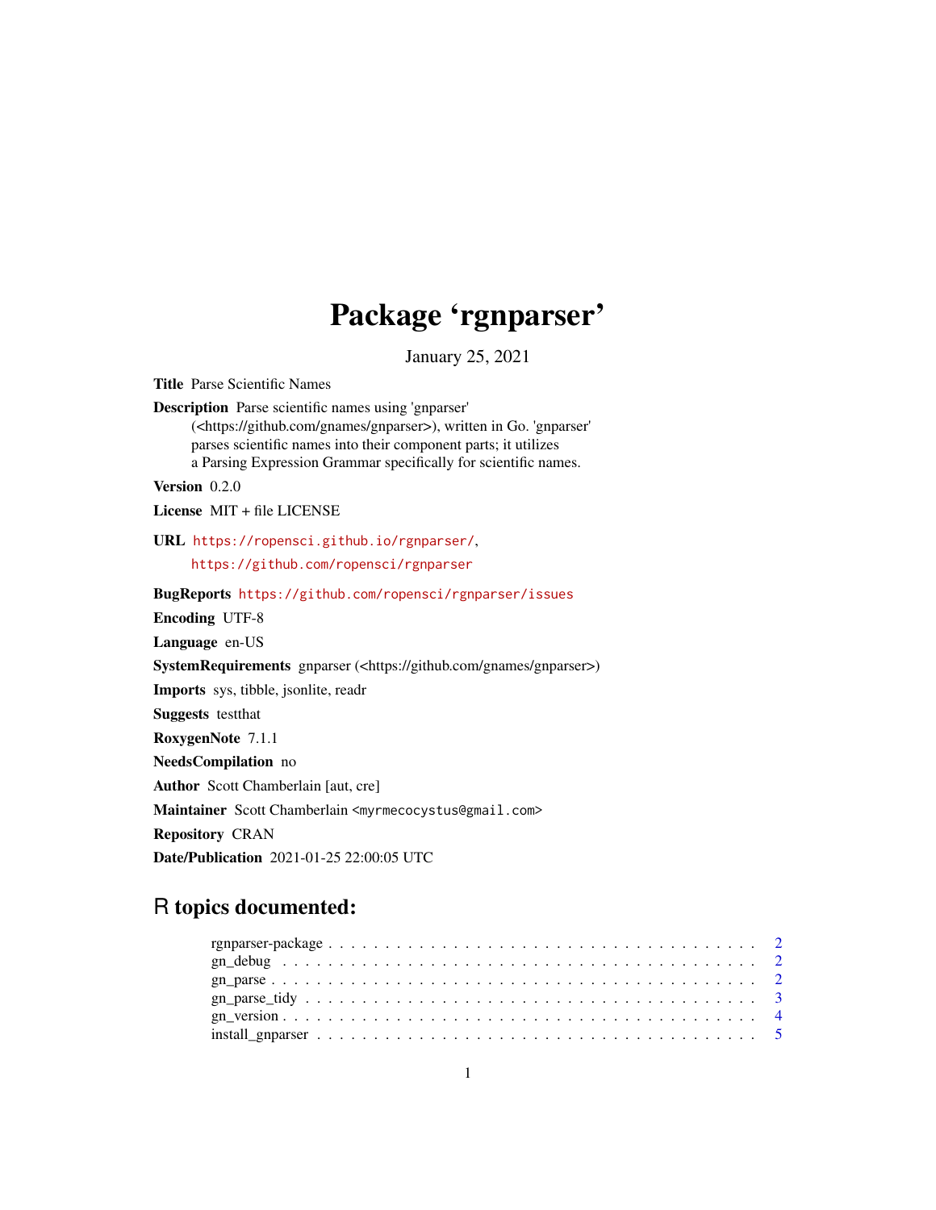# Package 'rgnparser'

January 25, 2021

**Title** Parse Scientific Names

**Description** Parse scientific names using 'gnparser' (<https://github.com/gnames/gnparser>), written in Go. 'gnparser' parses scientific names into their component parts; it utilizes a Parsing Expression Grammar specifically for scientific names.

**Version** 0.2.0

**License** MIT + file LICENSE

**URL** https://ropensci.github.io/rgnparser/, https://github.com/ropensci/rgnparser

**BugReports** https://github.com/ropensci/rgnparser/issues

**Encoding** UTF-8

**Language** en-US

**SystemRequirements** gnparser (<https://github.com/gnames/gnparser>)

**Imports** sys, tibble, jsonlite, readr

**Suggests** testthat

**RoxygenNote** 7.1.1

**NeedsCompilation** no

**Author** Scott Chamberlain [aut, cre]

**Maintainer** Scott Chamberlain <myrmecocystus@gmail.com>

**Repository** CRAN

**Date/Publication** 2021-01-25 22:00:05 UTC

## R topics documented:

- rgnparser-package . . . . . . . . . . 2
- gn_debug . . . . . . . . . . 2
- gn_parse . . . . . . . . . . 2
- gn_parse_tidy . . . . . . . . . . 3
- gn_version . . . . . . . . . . 4
- install_gnparser . . . . . . . . . . 5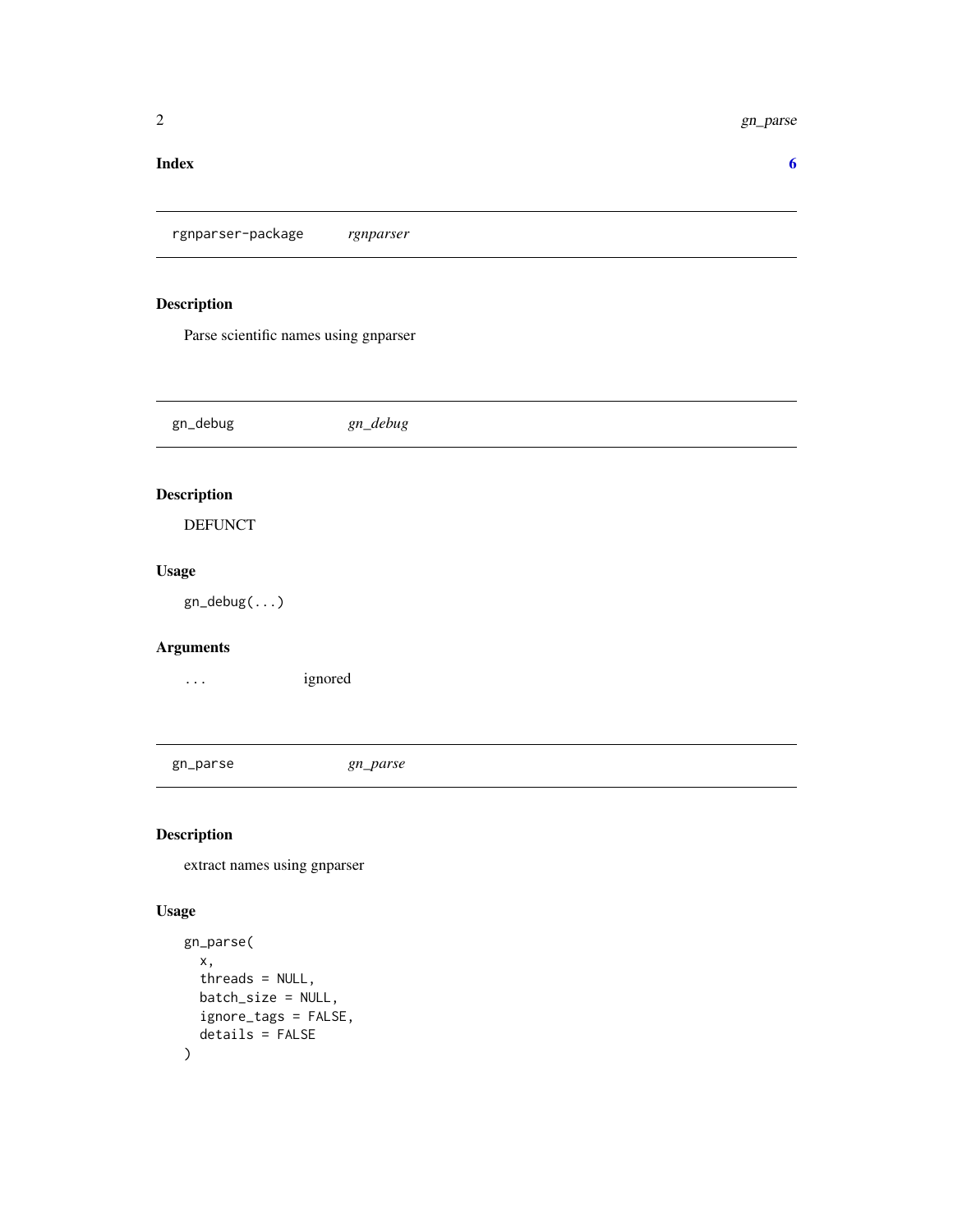**Index** **6**

---

## rgnparser-package *rgnparser*

### Description

Parse scientific names using gnparser

---

## gn_debug *gn_debug*

### Description

DEFUNCT

### Usage

```
gn_debug(...)
```

### Arguments

| | |
|---|---|
| ... | ignored |

---

## gn_parse *gn_parse*

### Description

extract names using gnparser

### Usage

```
gn_parse(
  x,
  threads = NULL,
  batch_size = NULL,
  ignore_tags = FALSE,
  details = FALSE
)
```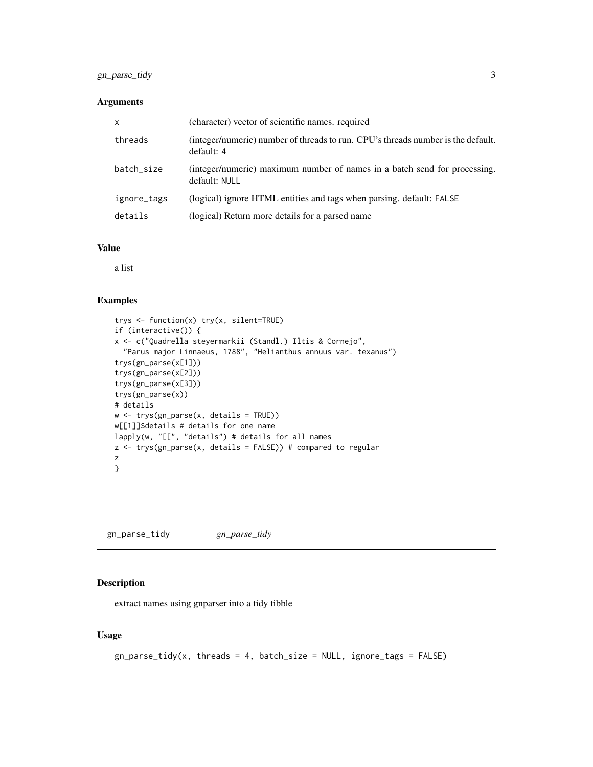### Arguments

| | |
|---|---|
| x | (character) vector of scientific names. required |
| threads | (integer/numeric) number of threads to run. CPU's threads number is the default. default: 4 |
| batch_size | (integer/numeric) maximum number of names in a batch send for processing. default: NULL |
| ignore_tags | (logical) ignore HTML entities and tags when parsing. default: FALSE |
| details | (logical) Return more details for a parsed name |

### Value

a list

### Examples

```
trys <- function(x) try(x, silent=TRUE)
if (interactive()) {
x <- c("Quadrella steyermarkii (Standl.) Iltis & Cornejo",
  "Parus major Linnaeus, 1788", "Helianthus annuus var. texanus")
trys(gn_parse(x[1]))
trys(gn_parse(x[2]))
trys(gn_parse(x[3]))
trys(gn_parse(x))
# details
w <- trys(gn_parse(x, details = TRUE))
w[[1]]$details # details for one name
lapply(w, "[[", "details") # details for all names
z <- trys(gn_parse(x, details = FALSE)) # compared to regular
z
}
```

---

## gn_parse_tidy    *gn_parse_tidy*

---

### Description

extract names using gnparser into a tidy tibble

### Usage

```
gn_parse_tidy(x, threads = 4, batch_size = NULL, ignore_tags = FALSE)
```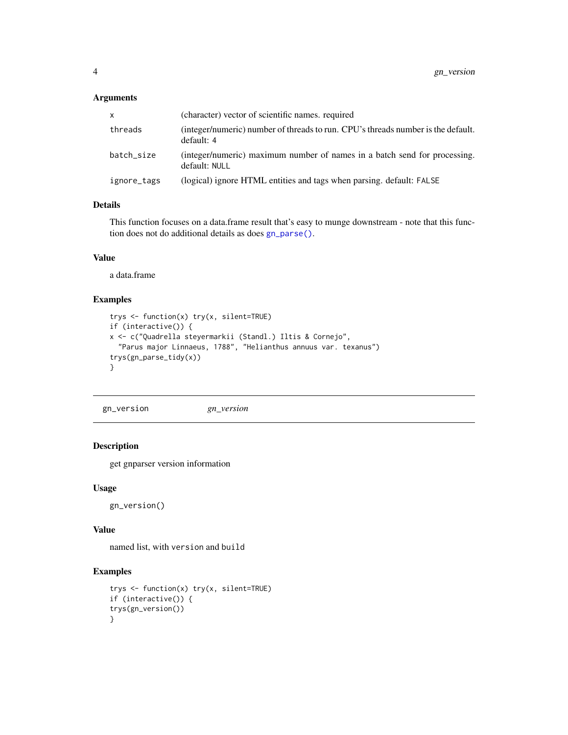### Arguments

| | |
|---|---|
| x | (character) vector of scientific names. required |
| threads | (integer/numeric) number of threads to run. CPU's threads number is the default. default: 4 |
| batch_size | (integer/numeric) maximum number of names in a batch send for processing. default: NULL |
| ignore_tags | (logical) ignore HTML entities and tags when parsing. default: FALSE |

### Details

This function focuses on a data.frame result that's easy to munge downstream - note that this function does not do additional details as does `gn_parse()`.

### Value

a data.frame

### Examples

```
trys <- function(x) try(x, silent=TRUE)
if (interactive()) {
x <- c("Quadrella steyermarkii (Standl.) Iltis & Cornejo",
  "Parus major Linnaeus, 1788", "Helianthus annuus var. texanus")
trys(gn_parse_tidy(x))
}
```

---

## gn_version    *gn_version*

### Description

get gnparser version information

### Usage

```
gn_version()
```

### Value

named list, with `version` and `build`

### Examples

```
trys <- function(x) try(x, silent=TRUE)
if (interactive()) {
trys(gn_version())
}
```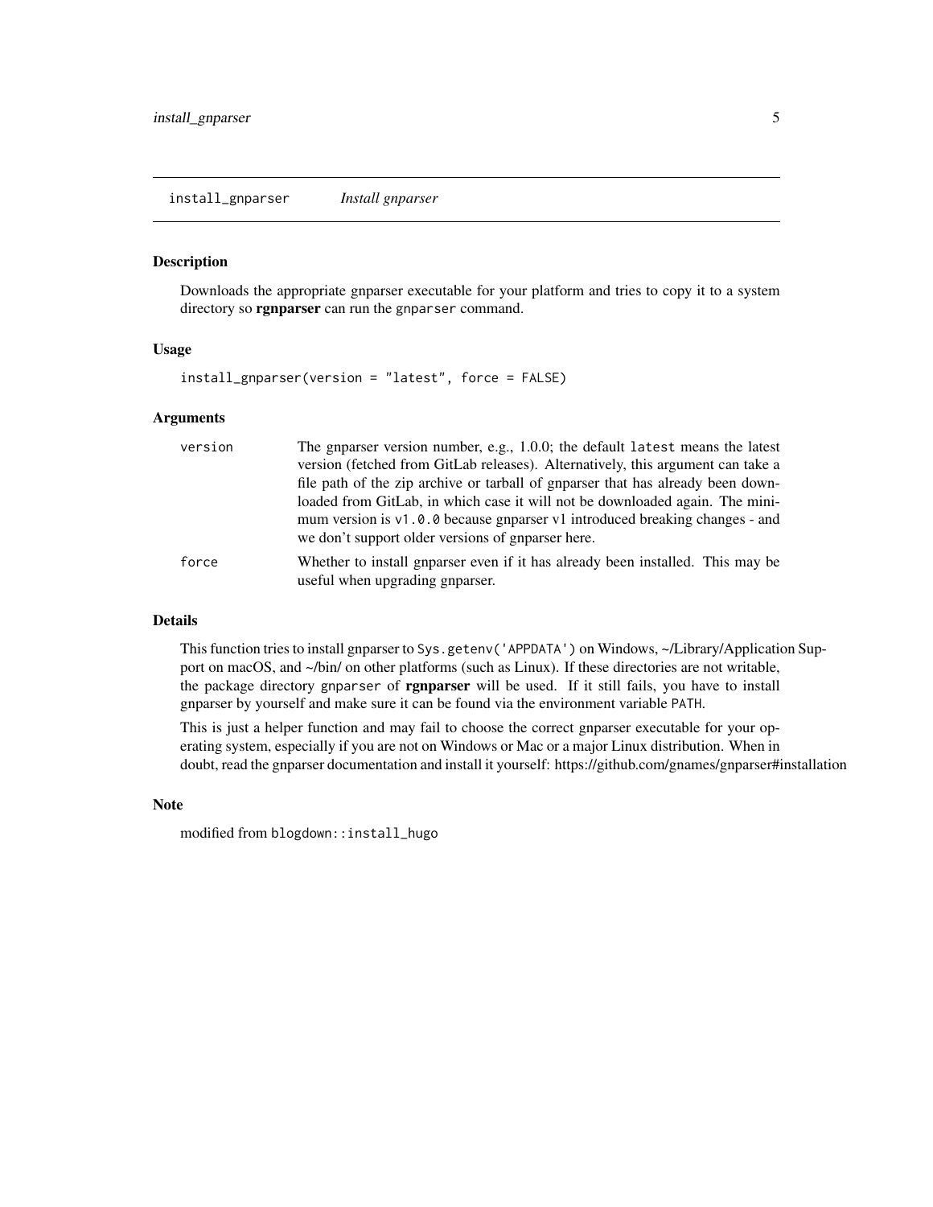## install_gnparser    *Install gnparser*

### Description

Downloads the appropriate gnparser executable for your platform and tries to copy it to a system directory so **rgnparser** can run the `gnparser` command.

### Usage

```
install_gnparser(version = "latest", force = FALSE)
```

### Arguments

| | |
|---|---|
| `version` | The gnparser version number, e.g., 1.0.0; the default `latest` means the latest version (fetched from GitLab releases). Alternatively, this argument can take a file path of the zip archive or tarball of gnparser that has already been downloaded from GitLab, in which case it will not be downloaded again. The minimum version is `v1.0.0` because gnparser v1 introduced breaking changes - and we don't support older versions of gnparser here. |
| `force` | Whether to install gnparser even if it has already been installed. This may be useful when upgrading gnparser. |

### Details

This function tries to install gnparser to `Sys.getenv('APPDATA')` on Windows, ~/Library/Application Support on macOS, and ~/bin/ on other platforms (such as Linux). If these directories are not writable, the package directory `gnparser` of **rgnparser** will be used. If it still fails, you have to install gnparser by yourself and make sure it can be found via the environment variable `PATH`.

This is just a helper function and may fail to choose the correct gnparser executable for your operating system, especially if you are not on Windows or Mac or a major Linux distribution. When in doubt, read the gnparser documentation and install it yourself: https://github.com/gnames/gnparser#installation

### Note

modified from `blogdown::install_hugo`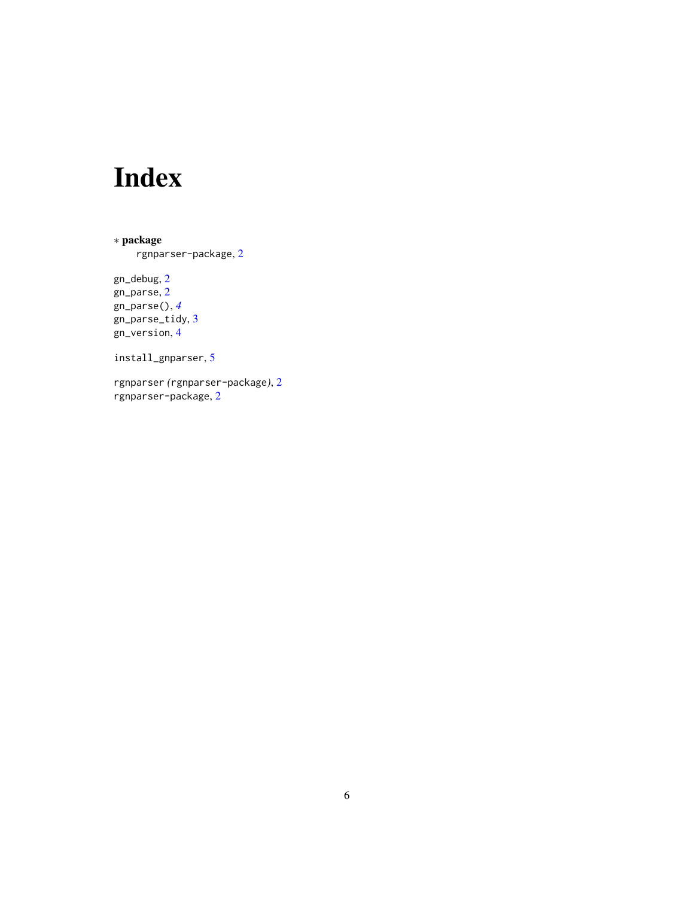# Index

∗ **package**
    rgnparser-package, 2

gn_debug, 2
gn_parse, 2
gn_parse(), *4*
gn_parse_tidy, 3
gn_version, 4

install_gnparser, 5

rgnparser *(*rgnparser-package*)*, 2
rgnparser-package, 2